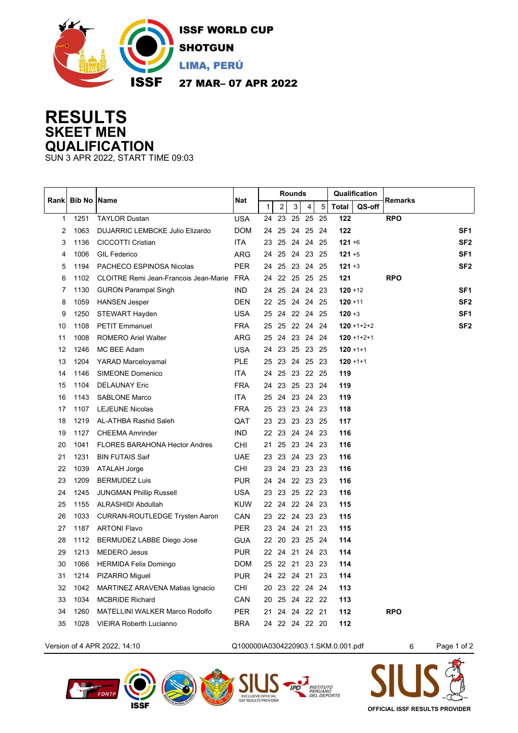ISSF WORLD CUP
SHOTGUN
LIMA, PERÚ
27 MAR– 07 APR 2022

# RESULTS
## SKEET MEN
## QUALIFICATION

SUN 3 APR 2022, START TIME 09:03

| Rank | Bib No | Name | Nat | Rounds | | | | | Qualification | | Remarks | |
|---|---|---|---|---|---|---|---|---|---|---|---|---|
| | | | | 1 | 2 | 3 | 4 | 5 | Total | QS-off | | |
| 1 | 1251 | TAYLOR Dustan | USA | 24 | 23 | 25 | 25 | 25 | **122** | | **RPO** | |
| 2 | 1063 | DUJARRIC LEMBCKE Julio Elizardo | DOM | 24 | 25 | 24 | 25 | 24 | **122** | | | **SF1** |
| 3 | 1136 | CICCOTTI Cristian | ITA | 23 | 25 | 24 | 24 | 25 | **121** | +6 | | **SF2** |
| 4 | 1006 | GIL Federico | ARG | 24 | 25 | 24 | 23 | 25 | **121** | +5 | | **SF1** |
| 5 | 1194 | PACHECO ESPINOSA Nicolas | PER | 24 | 25 | 23 | 24 | 25 | **121** | +3 | | **SF2** |
| 6 | 1102 | CLOITRE Remi Jean-Francois Jean-Marie | FRA | 24 | 22 | 25 | 25 | 25 | **121** | | **RPO** | |
| 7 | 1130 | GURON Parampal Singh | IND | 24 | 25 | 24 | 24 | 23 | **120** | +12 | | **SF1** |
| 8 | 1059 | HANSEN Jesper | DEN | 22 | 25 | 24 | 24 | 25 | **120** | +11 | | **SF2** |
| 9 | 1250 | STEWART Hayden | USA | 25 | 24 | 22 | 24 | 25 | **120** | +3 | | **SF1** |
| 10 | 1108 | PETIT Emmanuel | FRA | 25 | 25 | 22 | 24 | 24 | **120** | +1+2+2 | | **SF2** |
| 11 | 1008 | ROMERO Ariel Walter | ARG | 25 | 24 | 23 | 24 | 24 | **120** | +1+2+1 | | |
| 12 | 1246 | MC BEE Adam | USA | 24 | 23 | 25 | 23 | 25 | **120** | +1+1 | | |
| 13 | 1204 | YARAD Marceloyamal | PLE | 25 | 23 | 24 | 25 | 23 | **120** | +1+1 | | |
| 14 | 1146 | SIMEONE Domenico | ITA | 24 | 25 | 23 | 22 | 25 | **119** | | | |
| 15 | 1104 | DELAUNAY Eric | FRA | 24 | 23 | 25 | 23 | 24 | **119** | | | |
| 16 | 1143 | SABLONE Marco | ITA | 25 | 24 | 23 | 24 | 23 | **119** | | | |
| 17 | 1107 | LEJEUNE Nicolas | FRA | 25 | 23 | 23 | 24 | 23 | **118** | | | |
| 18 | 1219 | AL-ATHBA Rashid Saleh | QAT | 23 | 23 | 23 | 23 | 25 | **117** | | | |
| 19 | 1127 | CHEEMA Amrinder | IND | 22 | 23 | 24 | 24 | 23 | **116** | | | |
| 20 | 1041 | FLORES BARAHONA Hector Andres | CHI | 21 | 25 | 23 | 24 | 23 | **116** | | | |
| 21 | 1231 | BIN FUTAIS Saif | UAE | 23 | 23 | 24 | 23 | 23 | **116** | | | |
| 22 | 1039 | ATALAH Jorge | CHI | 23 | 24 | 23 | 23 | 23 | **116** | | | |
| 23 | 1209 | BERMUDEZ Luis | PUR | 24 | 24 | 22 | 23 | 23 | **116** | | | |
| 24 | 1245 | JUNGMAN Phillip Russell | USA | 23 | 23 | 25 | 22 | 23 | **116** | | | |
| 25 | 1155 | ALRASHIDI Abdullah | KUW | 22 | 24 | 22 | 24 | 23 | **115** | | | |
| 26 | 1033 | CURRAN-ROUTLEDGE Trysten Aaron | CAN | 23 | 22 | 24 | 23 | 23 | **115** | | | |
| 27 | 1187 | ARTONI Flavo | PER | 23 | 24 | 24 | 21 | 23 | **115** | | | |
| 28 | 1112 | BERMUDEZ LABBE Diego Jose | GUA | 22 | 20 | 23 | 25 | 24 | **114** | | | |
| 29 | 1213 | MEDERO Jesus | PUR | 22 | 24 | 21 | 24 | 23 | **114** | | | |
| 30 | 1066 | HERMIDA Felix Domingo | DOM | 25 | 22 | 21 | 23 | 23 | **114** | | | |
| 31 | 1214 | PIZARRO Miguel | PUR | 24 | 22 | 24 | 21 | 23 | **114** | | | |
| 32 | 1042 | MARTINEZ ARAVENA Matias Ignacio | CHI | 20 | 23 | 22 | 24 | 24 | **113** | | | |
| 33 | 1034 | MCBRIDE Richard | CAN | 20 | 25 | 24 | 22 | 22 | **113** | | | |
| 34 | 1260 | MATELLINI WALKER Marco Rodolfo | PER | 21 | 24 | 24 | 22 | 21 | **112** | | **RPO** | |
| 35 | 1028 | VIEIRA Roberth Lucianno | BRA | 24 | 22 | 24 | 22 | 20 | **112** | | | |

Version of 4 APR 2022, 14:10 Q100000IA0304220903.1.SKM.0.001.pdf 6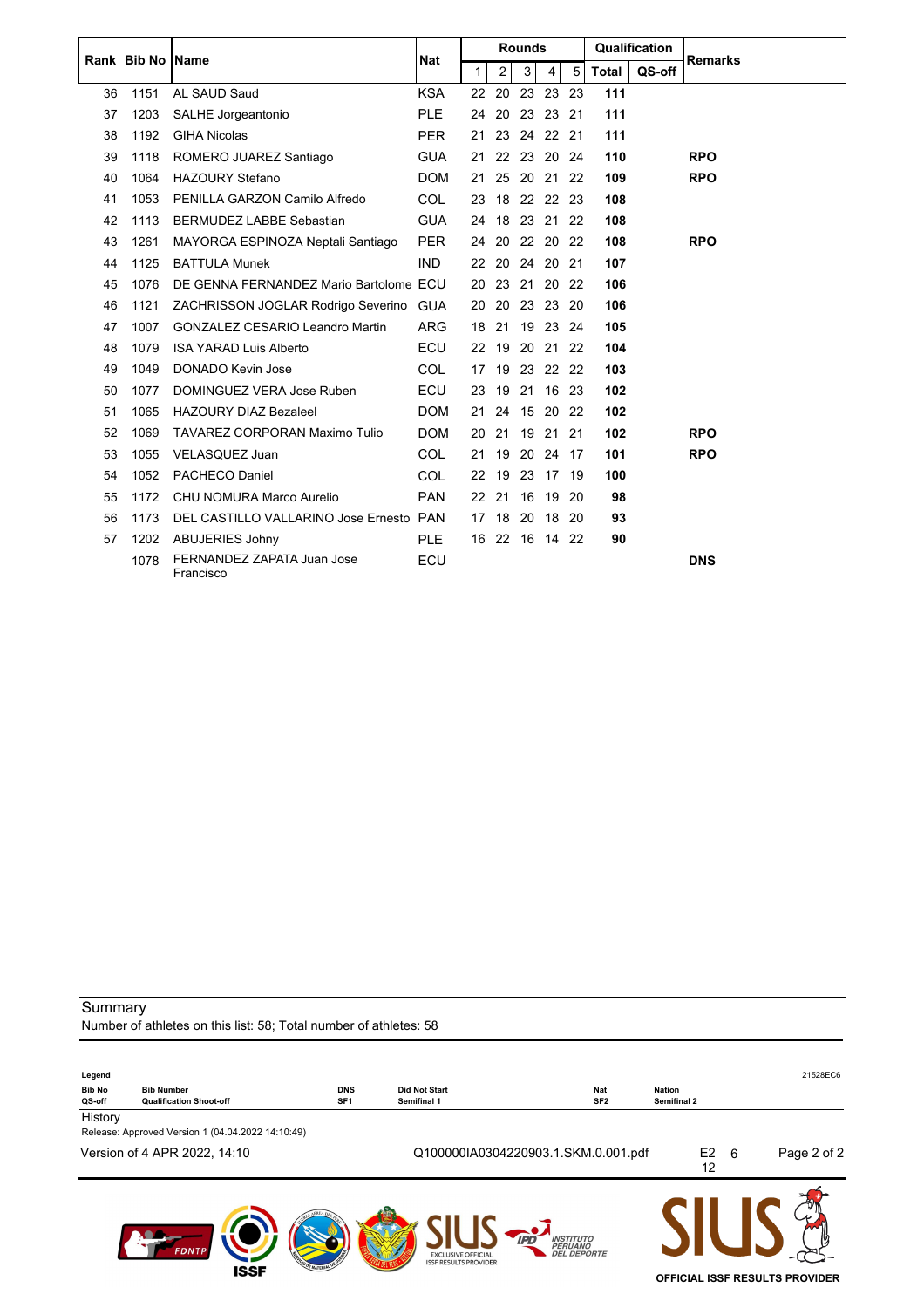| Rank | Bib No | Name | Nat | Rounds | | | | | Qualification | | Remarks |
|---|---|---|---|---|---|---|---|---|---|---|---|
| | | | | 1 | 2 | 3 | 4 | 5 | Total | QS-off | |
| 36 | 1151 | AL SAUD Saud | KSA | 22 | 20 | 23 | 23 | 23 | **111** | | |
| 37 | 1203 | SALHE Jorgeantonio | PLE | 24 | 20 | 23 | 23 | 21 | **111** | | |
| 38 | 1192 | GIHA Nicolas | PER | 21 | 23 | 24 | 22 | 21 | **111** | | |
| 39 | 1118 | ROMERO JUAREZ Santiago | GUA | 21 | 22 | 23 | 20 | 24 | **110** | | **RPO** |
| 40 | 1064 | HAZOURY Stefano | DOM | 21 | 25 | 20 | 21 | 22 | **109** | | **RPO** |
| 41 | 1053 | PENILLA GARZON Camilo Alfredo | COL | 23 | 18 | 22 | 22 | 23 | **108** | | |
| 42 | 1113 | BERMUDEZ LABBE Sebastian | GUA | 24 | 18 | 23 | 21 | 22 | **108** | | |
| 43 | 1261 | MAYORGA ESPINOZA Neptali Santiago | PER | 24 | 20 | 22 | 20 | 22 | **108** | | **RPO** |
| 44 | 1125 | BATTULA Munek | IND | 22 | 20 | 24 | 20 | 21 | **107** | | |
| 45 | 1076 | DE GENNA FERNANDEZ Mario Bartolome | ECU | 20 | 23 | 21 | 20 | 22 | **106** | | |
| 46 | 1121 | ZACHRISSON JOGLAR Rodrigo Severino | GUA | 20 | 20 | 23 | 23 | 20 | **106** | | |
| 47 | 1007 | GONZALEZ CESARIO Leandro Martin | ARG | 18 | 21 | 19 | 23 | 24 | **105** | | |
| 48 | 1079 | ISA YARAD Luis Alberto | ECU | 22 | 19 | 20 | 21 | 22 | **104** | | |
| 49 | 1049 | DONADO Kevin Jose | COL | 17 | 19 | 23 | 22 | 22 | **103** | | |
| 50 | 1077 | DOMINGUEZ VERA Jose Ruben | ECU | 23 | 19 | 21 | 16 | 23 | **102** | | |
| 51 | 1065 | HAZOURY DIAZ Bezaleel | DOM | 21 | 24 | 15 | 20 | 22 | **102** | | |
| 52 | 1069 | TAVAREZ CORPORAN Maximo Tulio | DOM | 20 | 21 | 19 | 21 | 21 | **102** | | **RPO** |
| 53 | 1055 | VELASQUEZ Juan | COL | 21 | 19 | 20 | 24 | 17 | **101** | | **RPO** |
| 54 | 1052 | PACHECO Daniel | COL | 22 | 19 | 23 | 17 | 19 | **100** | | |
| 55 | 1172 | CHU NOMURA Marco Aurelio | PAN | 22 | 21 | 16 | 19 | 20 | **98** | | |
| 56 | 1173 | DEL CASTILLO VALLARINO Jose Ernesto | PAN | 17 | 18 | 20 | 18 | 20 | **93** | | |
| 57 | 1202 | ABUJERIES Johny | PLE | 16 | 22 | 16 | 14 | 22 | **90** | | |
| | 1078 | FERNANDEZ ZAPATA Juan Jose Francisco | ECU | | | | | | | | **DNS** |

## Summary

Number of athletes on this list: 58; Total number of athletes: 58

**Legend**

| | | | | | |
|---|---|---|---|---|---|
| **Bib No** | **Bib Number** | **DNS** | **Did Not Start** | **Nat** | **Nation** |
| **QS-off** | **Qualification Shoot-off** | **SF1** | **Semifinal 1** | **SF2** | **Semifinal 2** |

21528EC6

History

Release: Approved Version 1 (04.04.2022 14:10:49)

Version of 4 APR 2022, 14:10

Q100000IA0304220903.1.SKM.0.001.pdf

E2 12 6

OFFICIAL ISSF RESULTS PROVIDER